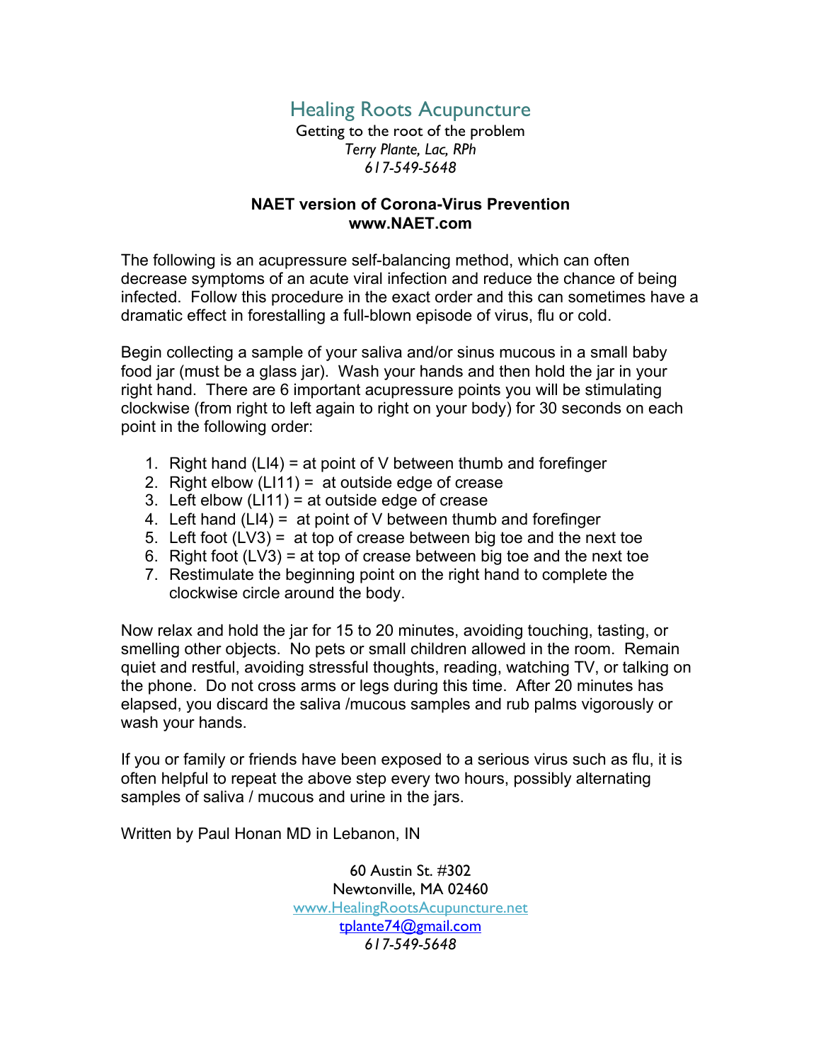# Healing Roots Acupuncture

Getting to the root of the problem

*Terry Plante, Lac, RPh*

*617-549-5648*

## NAET version of Corona-Virus Prevention

**www.NAET.com**

The following is an acupressure self-balancing method, which can often decrease symptoms of an acute viral infection and reduce the chance of being infected. Follow this procedure in the exact order and this can sometimes have a dramatic effect in forestalling a full-blown episode of virus, flu or cold.

Begin collecting a sample of your saliva and/or sinus mucous in a small baby food jar (must be a glass jar). Wash your hands and then hold the jar in your right hand. There are 6 important acupressure points you will be stimulating clockwise (from right to left again to right on your body) for 30 seconds on each point in the following order:

1. Right hand (LI4) = at point of V between thumb and forefinger
2. Right elbow (LI11) = at outside edge of crease
3. Left elbow (LI11) = at outside edge of crease
4. Left hand (LI4) = at point of V between thumb and forefinger
5. Left foot (LV3) = at top of crease between big toe and the next toe
6. Right foot (LV3) = at top of crease between big toe and the next toe
7. Restimulate the beginning point on the right hand to complete the clockwise circle around the body.

Now relax and hold the jar for 15 to 20 minutes, avoiding touching, tasting, or smelling other objects. No pets or small children allowed in the room. Remain quiet and restful, avoiding stressful thoughts, reading, watching TV, or talking on the phone. Do not cross arms or legs during this time. After 20 minutes has elapsed, you discard the saliva /mucous samples and rub palms vigorously or wash your hands.

If you or family or friends have been exposed to a serious virus such as flu, it is often helpful to repeat the above step every two hours, possibly alternating samples of saliva / mucous and urine in the jars.

Written by Paul Honan MD in Lebanon, IN

60 Austin St. #302

Newtonville, MA 02460

www.HealingRootsAcupuncture.net

tplante74@gmail.com

*617-549-5648*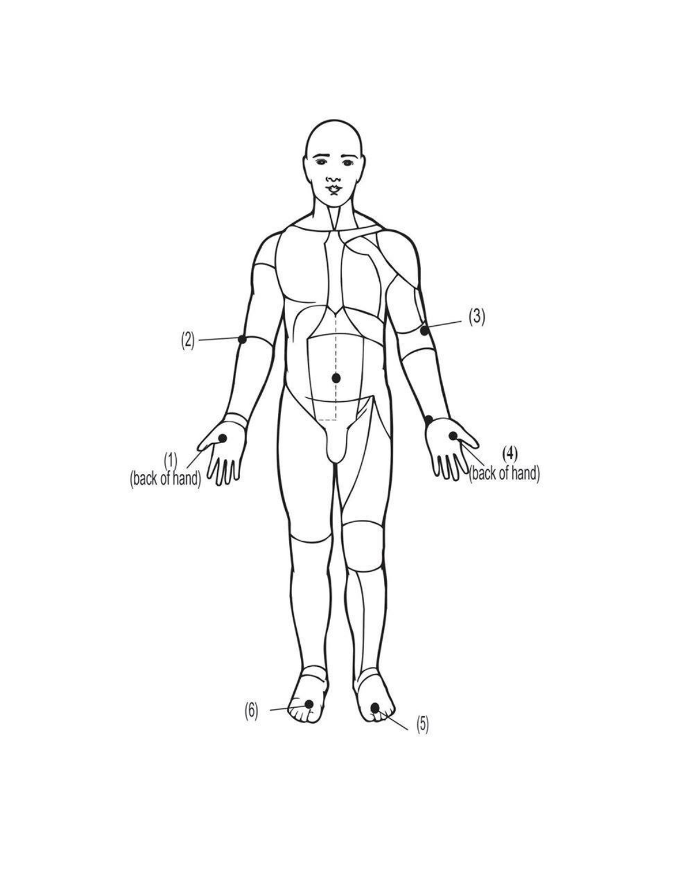(3)

(2)

(1)
(back of hand)

(4)
(back of hand)

(6)

(5)